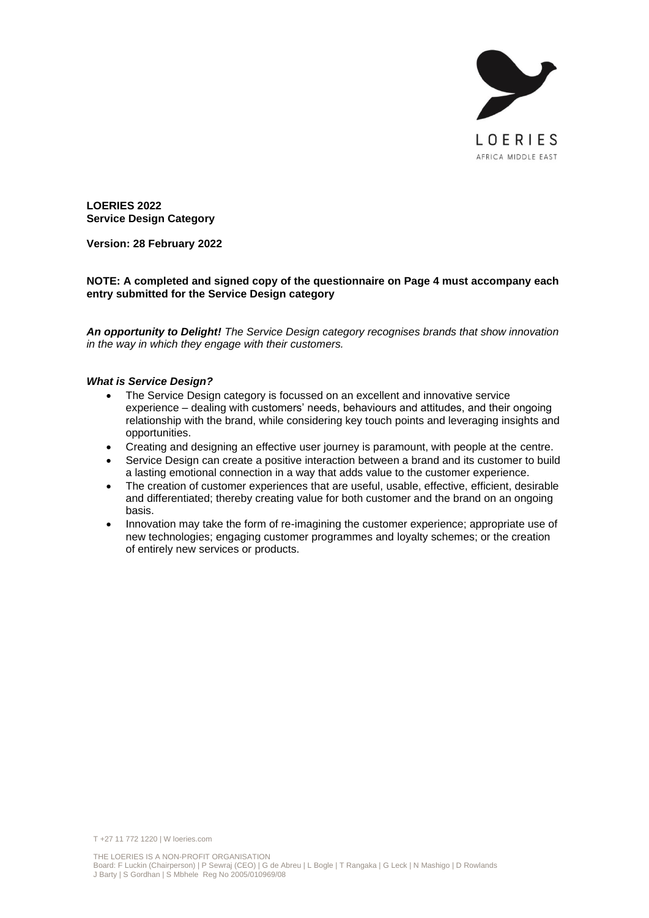**LOERIES 2022**
**Service Design Category**

**Version: 28 February 2022**

**NOTE: A completed and signed copy of the questionnaire on Page 4 must accompany each entry submitted for the Service Design category**

***An opportunity to Delight!*** *The Service Design category recognises brands that show innovation in the way in which they engage with their customers.*

***What is Service Design?***

- The Service Design category is focussed on an excellent and innovative service experience – dealing with customers' needs, behaviours and attitudes, and their ongoing relationship with the brand, while considering key touch points and leveraging insights and opportunities.
- Creating and designing an effective user journey is paramount, with people at the centre.
- Service Design can create a positive interaction between a brand and its customer to build a lasting emotional connection in a way that adds value to the customer experience.
- The creation of customer experiences that are useful, usable, effective, efficient, desirable and differentiated; thereby creating value for both customer and the brand on an ongoing basis.
- Innovation may take the form of re-imagining the customer experience; appropriate use of new technologies; engaging customer programmes and loyalty schemes; or the creation of entirely new services or products.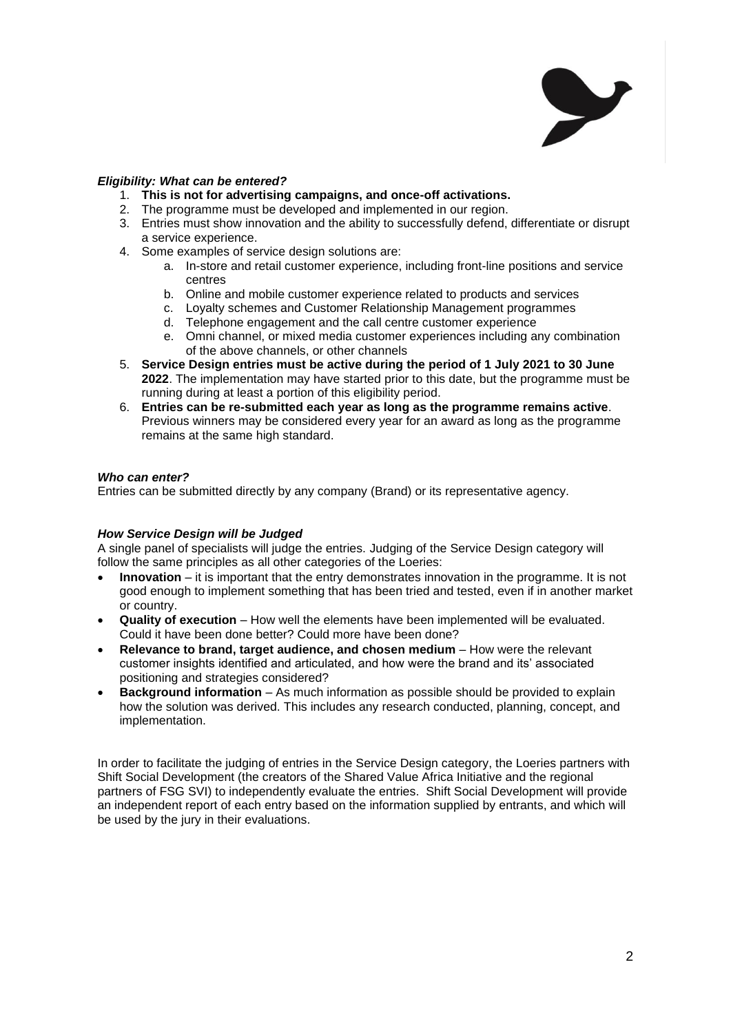***Eligibility: What can be entered?***

1. **This is not for advertising campaigns, and once-off activations.**
2. The programme must be developed and implemented in our region.
3. Entries must show innovation and the ability to successfully defend, differentiate or disrupt a service experience.
4. Some examples of service design solutions are:
   a. In-store and retail customer experience, including front-line positions and service centres
   b. Online and mobile customer experience related to products and services
   c. Loyalty schemes and Customer Relationship Management programmes
   d. Telephone engagement and the call centre customer experience
   e. Omni channel, or mixed media customer experiences including any combination of the above channels, or other channels
5. **Service Design entries must be active during the period of 1 July 2021 to 30 June 2022**. The implementation may have started prior to this date, but the programme must be running during at least a portion of this eligibility period.
6. **Entries can be re-submitted each year as long as the programme remains active**. Previous winners may be considered every year for an award as long as the programme remains at the same high standard.

***Who can enter?***

Entries can be submitted directly by any company (Brand) or its representative agency.

***How Service Design will be Judged***

A single panel of specialists will judge the entries. Judging of the Service Design category will follow the same principles as all other categories of the Loeries:

- **Innovation** – it is important that the entry demonstrates innovation in the programme. It is not good enough to implement something that has been tried and tested, even if in another market or country.
- **Quality of execution** – How well the elements have been implemented will be evaluated. Could it have been done better? Could more have been done?
- **Relevance to brand, target audience, and chosen medium** – How were the relevant customer insights identified and articulated, and how were the brand and its' associated positioning and strategies considered?
- **Background information** – As much information as possible should be provided to explain how the solution was derived. This includes any research conducted, planning, concept, and implementation.

In order to facilitate the judging of entries in the Service Design category, the Loeries partners with Shift Social Development (the creators of the Shared Value Africa Initiative and the regional partners of FSG SVI) to independently evaluate the entries. Shift Social Development will provide an independent report of each entry based on the information supplied by entrants, and which will be used by the jury in their evaluations.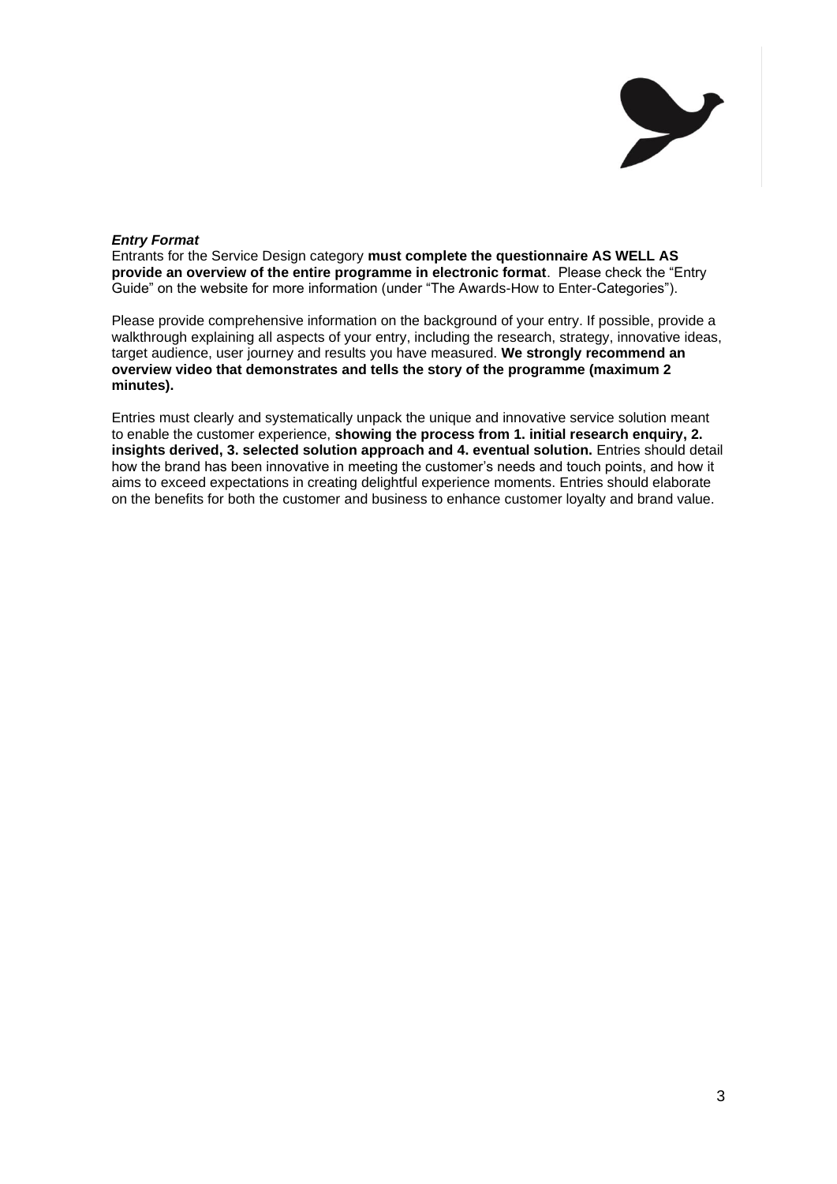***Entry Format***

Entrants for the Service Design category **must complete the questionnaire AS WELL AS provide an overview of the entire programme in electronic format**. Please check the "Entry Guide" on the website for more information (under "The Awards-How to Enter-Categories").

Please provide comprehensive information on the background of your entry. If possible, provide a walkthrough explaining all aspects of your entry, including the research, strategy, innovative ideas, target audience, user journey and results you have measured. **We strongly recommend an overview video that demonstrates and tells the story of the programme (maximum 2 minutes).**

Entries must clearly and systematically unpack the unique and innovative service solution meant to enable the customer experience, **showing the process from 1. initial research enquiry, 2. insights derived, 3. selected solution approach and 4. eventual solution.** Entries should detail how the brand has been innovative in meeting the customer's needs and touch points, and how it aims to exceed expectations in creating delightful experience moments. Entries should elaborate on the benefits for both the customer and business to enhance customer loyalty and brand value.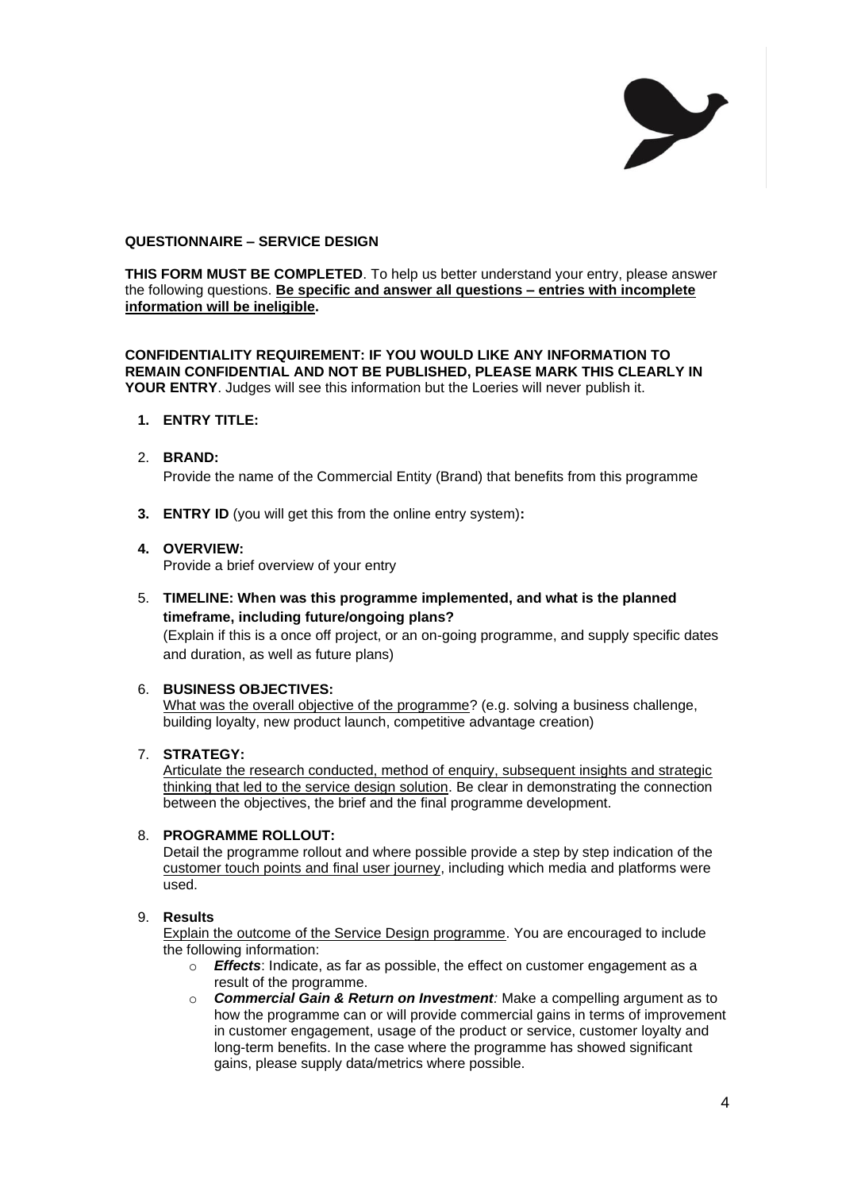**QUESTIONNAIRE – SERVICE DESIGN**

**THIS FORM MUST BE COMPLETED**. To help us better understand your entry, please answer the following questions. **<u>Be specific and answer all questions – entries with incomplete information will be ineligible</u>.**

**CONFIDENTIALITY REQUIREMENT: IF YOU WOULD LIKE ANY INFORMATION TO REMAIN CONFIDENTIAL AND NOT BE PUBLISHED, PLEASE MARK THIS CLEARLY IN YOUR ENTRY**. Judges will see this information but the Loeries will never publish it.

1. **ENTRY TITLE:**

2. **BRAND:**
   Provide the name of the Commercial Entity (Brand) that benefits from this programme

3. **ENTRY ID** (you will get this from the online entry system)**:**

4. **OVERVIEW:**
   Provide a brief overview of your entry

5. **TIMELINE: When was this programme implemented, and what is the planned timeframe, including future/ongoing plans?**
   (Explain if this is a once off project, or an on-going programme, and supply specific dates and duration, as well as future plans)

6. **BUSINESS OBJECTIVES:**
   <u>What was the overall objective of the programme</u>? (e.g. solving a business challenge, building loyalty, new product launch, competitive advantage creation)

7. **STRATEGY:**
   <u>Articulate the research conducted, method of enquiry, subsequent insights and strategic thinking that led to the service design solution</u>. Be clear in demonstrating the connection between the objectives, the brief and the final programme development.

8. **PROGRAMME ROLLOUT:**
   Detail the programme rollout and where possible provide a step by step indication of the <u>customer touch points and final user journey</u>, including which media and platforms were used.

9. **Results**
   <u>Explain the outcome of the Service Design programme</u>. You are encouraged to include the following information:
   - ***Effects***: Indicate, as far as possible, the effect on customer engagement as a result of the programme.
   - ***Commercial Gain & Return on Investment:*** Make a compelling argument as to how the programme can or will provide commercial gains in terms of improvement in customer engagement, usage of the product or service, customer loyalty and long-term benefits. In the case where the programme has showed significant gains, please supply data/metrics where possible.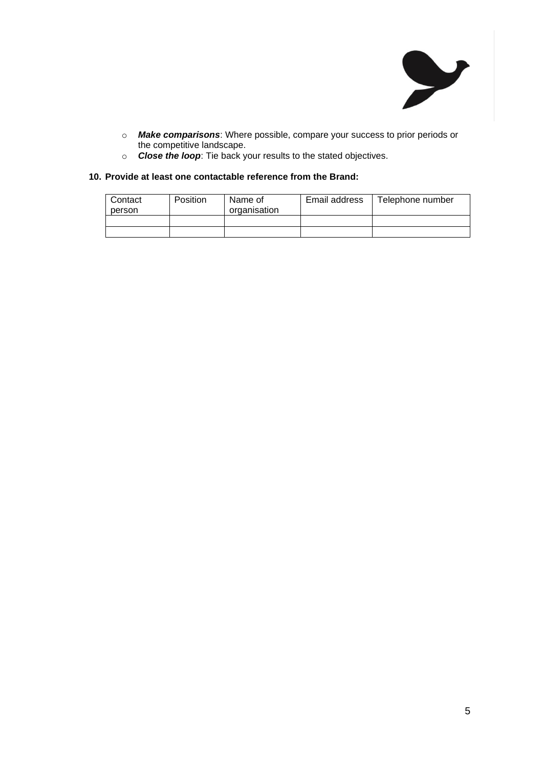- ***Make comparisons***: Where possible, compare your success to prior periods or the competitive landscape.
- ***Close the loop***: Tie back your results to the stated objectives.

**10. Provide at least one contactable reference from the Brand:**

| Contact person | Position | Name of organisation | Email address | Telephone number |
|---|---|---|---|---|
| | | | | |
| | | | | |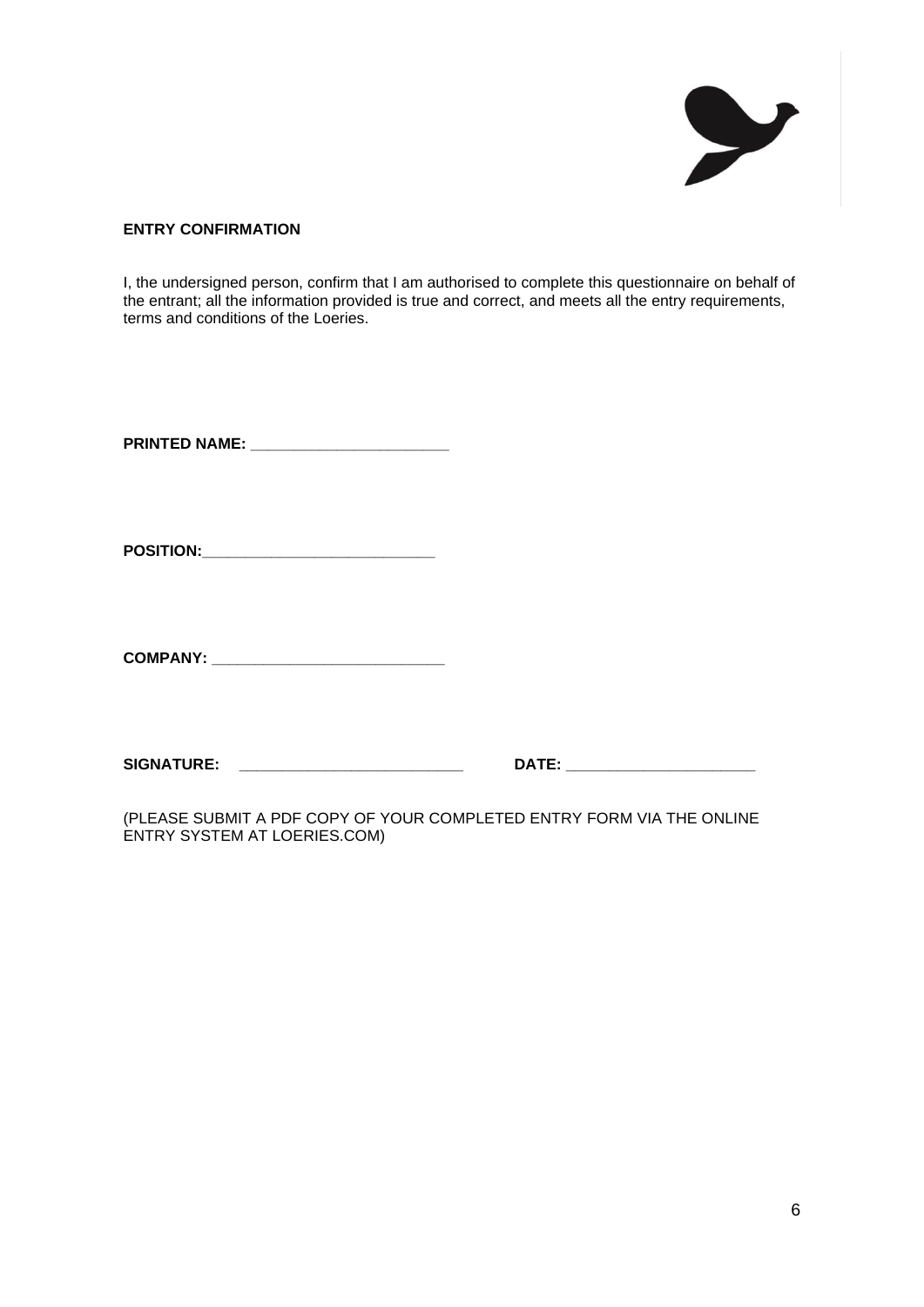**ENTRY CONFIRMATION**

I, the undersigned person, confirm that I am authorised to complete this questionnaire on behalf of the entrant; all the information provided is true and correct, and meets all the entry requirements, terms and conditions of the Loeries.

**PRINTED NAME:** _______________________

**POSITION:**____________________________

**COMPANY:** ____________________________

**SIGNATURE:** ___________________________ **DATE:** _______________________

(PLEASE SUBMIT A PDF COPY OF YOUR COMPLETED ENTRY FORM VIA THE ONLINE ENTRY SYSTEM AT LOERIES.COM)